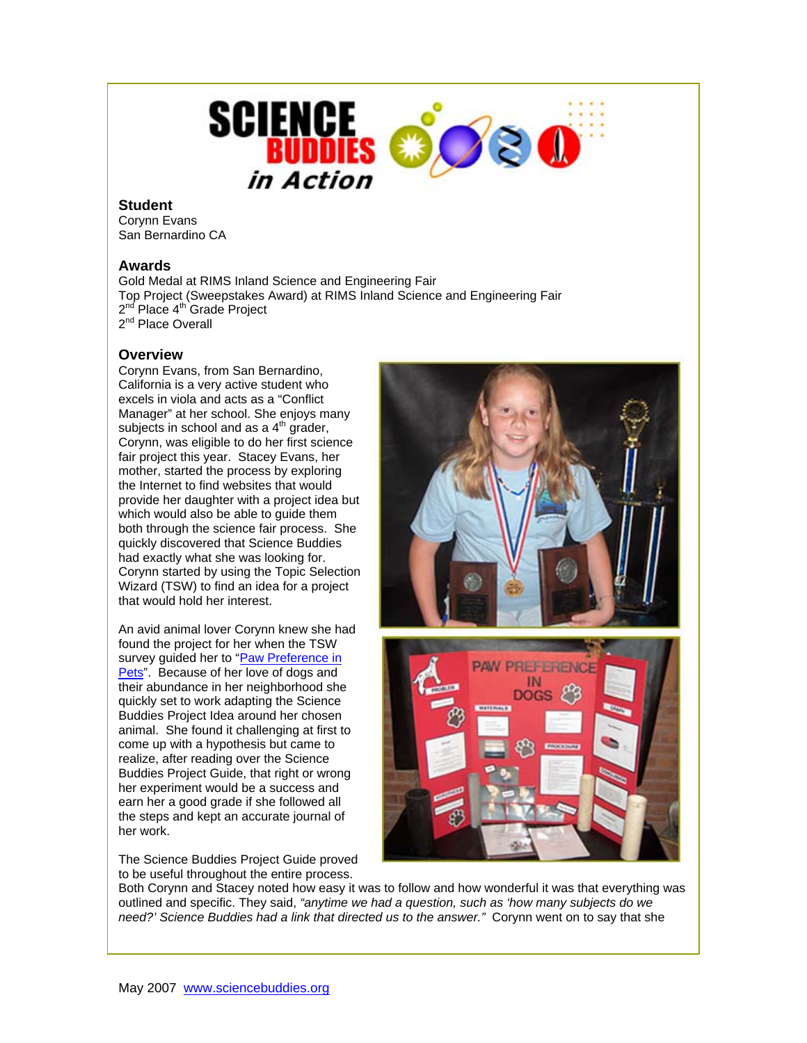# SCIENCE BUDDIES in Action

### Student

Corynn Evans
San Bernardino CA

### Awards

Gold Medal at RIMS Inland Science and Engineering Fair
Top Project (Sweepstakes Award) at RIMS Inland Science and Engineering Fair
2nd Place 4th Grade Project
2nd Place Overall

### Overview

Corynn Evans, from San Bernardino, California is a very active student who excels in viola and acts as a "Conflict Manager" at her school. She enjoys many subjects in school and as a 4th grader, Corynn, was eligible to do her first science fair project this year. Stacey Evans, her mother, started the process by exploring the Internet to find websites that would provide her daughter with a project idea but which would also be able to guide them both through the science fair process. She quickly discovered that Science Buddies had exactly what she was looking for. Corynn started by using the Topic Selection Wizard (TSW) to find an idea for a project that would hold her interest.

An avid animal lover Corynn knew she had found the project for her when the TSW survey guided her to "Paw Preference in Pets". Because of her love of dogs and their abundance in her neighborhood she quickly set to work adapting the Science Buddies Project Idea around her chosen animal. She found it challenging at first to come up with a hypothesis but came to realize, after reading over the Science Buddies Project Guide, that right or wrong her experiment would be a success and earn her a good grade if she followed all the steps and kept an accurate journal of her work.

The Science Buddies Project Guide proved to be useful throughout the entire process. Both Corynn and Stacey noted how easy it was to follow and how wonderful it was that everything was outlined and specific. They said, *"anytime we had a question, such as 'how many subjects do we need?' Science Buddies had a link that directed us to the answer."* Corynn went on to say that she

May 2007 www.sciencebuddies.org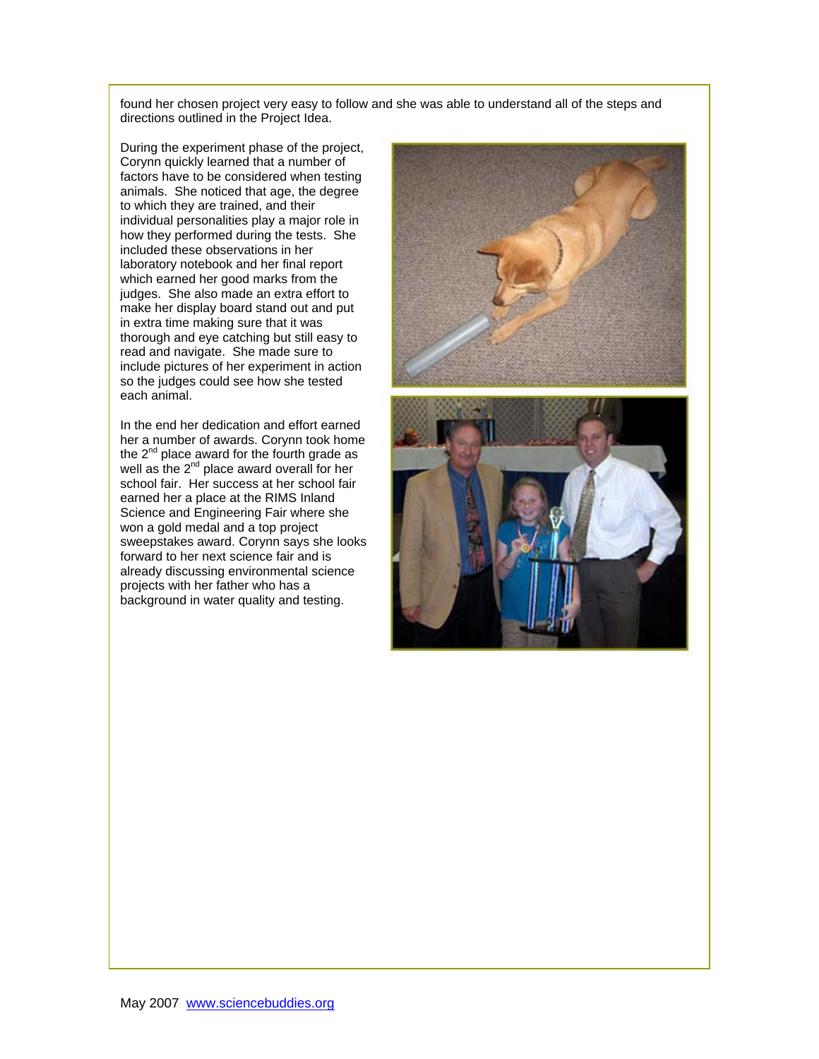found her chosen project very easy to follow and she was able to understand all of the steps and directions outlined in the Project Idea.

During the experiment phase of the project, Corynn quickly learned that a number of factors have to be considered when testing animals. She noticed that age, the degree to which they are trained, and their individual personalities play a major role in how they performed during the tests. She included these observations in her laboratory notebook and her final report which earned her good marks from the judges. She also made an extra effort to make her display board stand out and put in extra time making sure that it was thorough and eye catching but still easy to read and navigate. She made sure to include pictures of her experiment in action so the judges could see how she tested each animal.

In the end her dedication and effort earned her a number of awards. Corynn took home the 2nd place award for the fourth grade as well as the 2nd place award overall for her school fair. Her success at her school fair earned her a place at the RIMS Inland Science and Engineering Fair where she won a gold medal and a top project sweepstakes award. Corynn says she looks forward to her next science fair and is already discussing environmental science projects with her father who has a background in water quality and testing.

May 2007 www.sciencebuddies.org